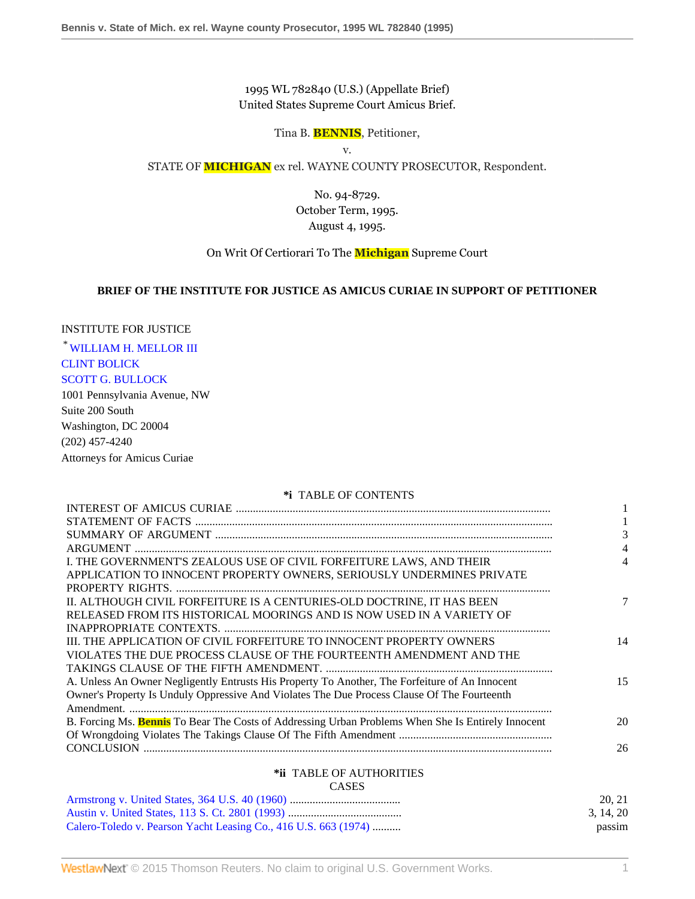1995 WL 782840 (U.S.) (Appellate Brief)
United States Supreme Court Amicus Brief.

Tina B. BENNIS, Petitioner,
v.
STATE OF MICHIGAN ex rel. WAYNE COUNTY PROSECUTOR, Respondent.

No. 94-8729.
October Term, 1995.
August 4, 1995.

On Writ Of Certiorari To The Michigan Supreme Court

**BRIEF OF THE INSTITUTE FOR JUSTICE AS AMICUS CURIAE IN SUPPORT OF PETITIONER**

INSTITUTE FOR JUSTICE
* WILLIAM H. MELLOR III
CLINT BOLICK
SCOTT G. BULLOCK
1001 Pennsylvania Avenue, NW
Suite 200 South
Washington, DC 20004
(202) 457-4240
Attorneys for Amicus Curiae

**\*i** TABLE OF CONTENTS

| | |
|---|---|
| INTEREST OF AMICUS CURIAE | 1 |
| STATEMENT OF FACTS | 1 |
| SUMMARY OF ARGUMENT | 3 |
| ARGUMENT | 4 |
| I. THE GOVERNMENT'S ZEALOUS USE OF CIVIL FORFEITURE LAWS, AND THEIR APPLICATION TO INNOCENT PROPERTY OWNERS, SERIOUSLY UNDERMINES PRIVATE PROPERTY RIGHTS. | 4 |
| II. ALTHOUGH CIVIL FORFEITURE IS A CENTURIES-OLD DOCTRINE, IT HAS BEEN RELEASED FROM ITS HISTORICAL MOORINGS AND IS NOW USED IN A VARIETY OF INAPPROPRIATE CONTEXTS. | 7 |
| III. THE APPLICATION OF CIVIL FORFEITURE TO INNOCENT PROPERTY OWNERS VIOLATES THE DUE PROCESS CLAUSE OF THE FOURTEENTH AMENDMENT AND THE TAKINGS CLAUSE OF THE FIFTH AMENDMENT. | 14 |
| A. Unless An Owner Negligently Entrusts His Property To Another, The Forfeiture of An Innocent Owner's Property Is Unduly Oppressive And Violates The Due Process Clause Of The Fourteenth Amendment. | 15 |
| B. Forcing Ms. Bennis To Bear The Costs of Addressing Urban Problems When She Is Entirely Innocent Of Wrongdoing Violates The Takings Clause Of The Fifth Amendment | 20 |
| CONCLUSION | 26 |

**\*ii** TABLE OF AUTHORITIES

CASES

| | |
|---|---|
| Armstrong v. United States, 364 U.S. 40 (1960) | 20, 21 |
| Austin v. United States, 113 S. Ct. 2801 (1993) | 3, 14, 20 |
| Calero-Toledo v. Pearson Yacht Leasing Co., 416 U.S. 663 (1974) | passim |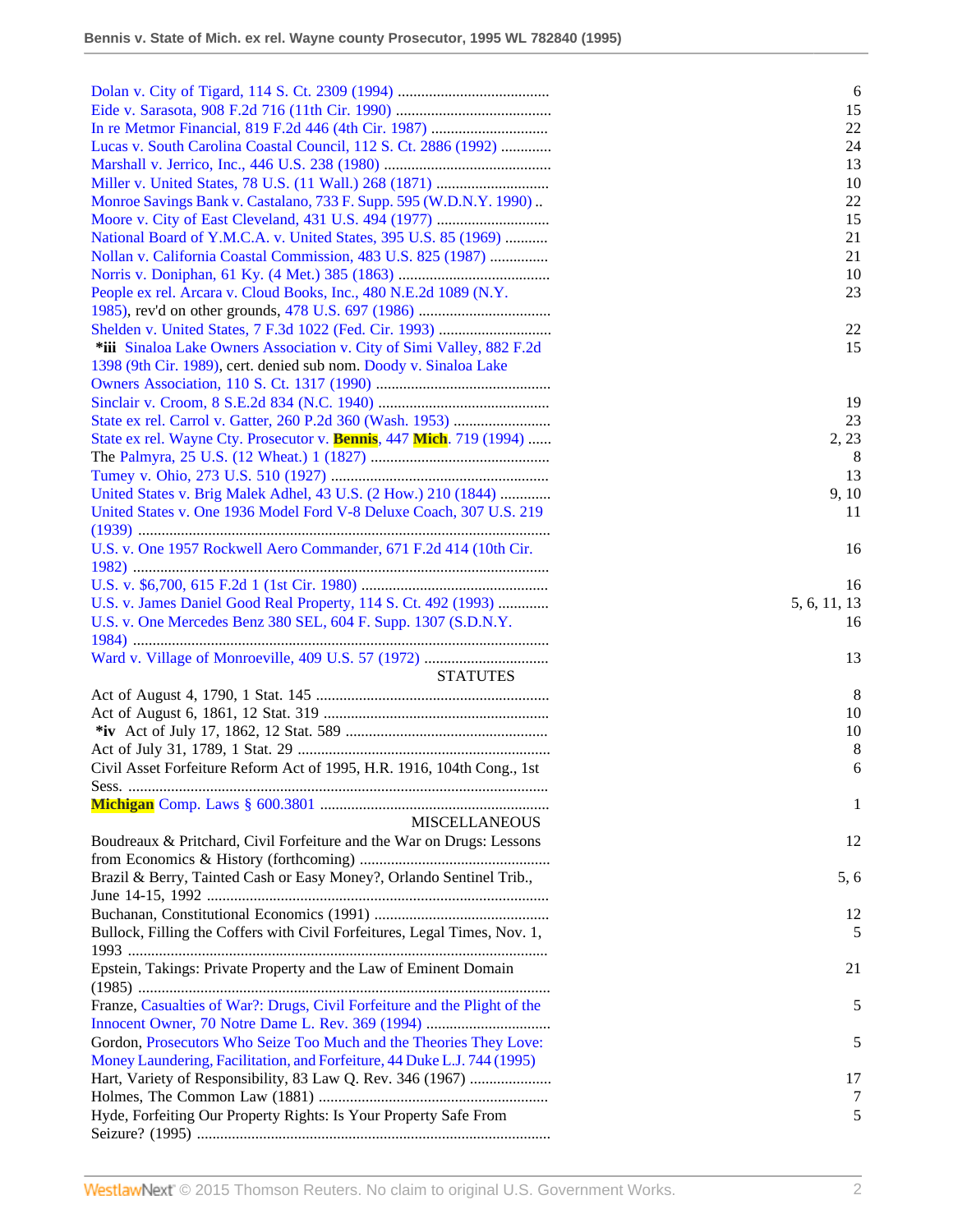| | |
|---|---|
| Dolan v. City of Tigard, 114 S. Ct. 2309 (1994) | 6 |
| Eide v. Sarasota, 908 F.2d 716 (11th Cir. 1990) | 15 |
| In re Metmor Financial, 819 F.2d 446 (4th Cir. 1987) | 22 |
| Lucas v. South Carolina Coastal Council, 112 S. Ct. 2886 (1992) | 24 |
| Marshall v. Jerrico, Inc., 446 U.S. 238 (1980) | 13 |
| Miller v. United States, 78 U.S. (11 Wall.) 268 (1871) | 10 |
| Monroe Savings Bank v. Castalano, 733 F. Supp. 595 (W.D.N.Y. 1990) | 22 |
| Moore v. City of East Cleveland, 431 U.S. 494 (1977) | 15 |
| National Board of Y.M.C.A. v. United States, 395 U.S. 85 (1969) | 21 |
| Nollan v. California Coastal Commission, 483 U.S. 825 (1987) | 21 |
| Norris v. Doniphan, 61 Ky. (4 Met.) 385 (1863) | 10 |
| People ex rel. Arcara v. Cloud Books, Inc., 480 N.E.2d 1089 (N.Y. 1985), rev'd on other grounds, 478 U.S. 697 (1986) | 23 |
| Shelden v. United States, 7 F.3d 1022 (Fed. Cir. 1993) | 22 |
| **\*iii** Sinaloa Lake Owners Association v. City of Simi Valley, 882 F.2d 1398 (9th Cir. 1989), cert. denied sub nom. Doody v. Sinaloa Lake Owners Association, 110 S. Ct. 1317 (1990) | 15 |
| Sinclair v. Croom, 8 S.E.2d 834 (N.C. 1940) | 19 |
| State ex rel. Carrol v. Gatter, 260 P.2d 360 (Wash. 1953) | 23 |
| State ex rel. Wayne Cty. Prosecutor v. Bennis, 447 Mich. 719 (1994) | 2, 23 |
| The Palmyra, 25 U.S. (12 Wheat.) 1 (1827) | 8 |
| Tumey v. Ohio, 273 U.S. 510 (1927) | 13 |
| United States v. Brig Malek Adhel, 43 U.S. (2 How.) 210 (1844) | 9, 10 |
| United States v. One 1936 Model Ford V-8 Deluxe Coach, 307 U.S. 219 (1939) | 11 |
| U.S. v. One 1957 Rockwell Aero Commander, 671 F.2d 414 (10th Cir. 1982) | 16 |
| U.S. v. $6,700, 615 F.2d 1 (1st Cir. 1980) | 16 |
| U.S. v. James Daniel Good Real Property, 114 S. Ct. 492 (1993) | 5, 6, 11, 13 |
| U.S. v. One Mercedes Benz 380 SEL, 604 F. Supp. 1307 (S.D.N.Y. 1984) | 16 |
| Ward v. Village of Monroeville, 409 U.S. 57 (1972) | 13 |

STATUTES

| | |
|---|---|
| Act of August 4, 1790, 1 Stat. 145 | 8 |
| Act of August 6, 1861, 12 Stat. 319 | 10 |
| **\*iv** Act of July 17, 1862, 12 Stat. 589 | 10 |
| Act of July 31, 1789, 1 Stat. 29 | 8 |
| Civil Asset Forfeiture Reform Act of 1995, H.R. 1916, 104th Cong., 1st Sess. | 6 |
| Michigan Comp. Laws § 600.3801 | 1 |

MISCELLANEOUS

| | |
|---|---|
| Boudreaux & Pritchard, Civil Forfeiture and the War on Drugs: Lessons from Economics & History (forthcoming) | 12 |
| Brazil & Berry, Tainted Cash or Easy Money?, Orlando Sentinel Trib., June 14-15, 1992 | 5, 6 |
| Buchanan, Constitutional Economics (1991) | 12 |
| Bullock, Filling the Coffers with Civil Forfeitures, Legal Times, Nov. 1, 1993 | 5 |
| Epstein, Takings: Private Property and the Law of Eminent Domain (1985) | 21 |
| Franze, Casualties of War?: Drugs, Civil Forfeiture and the Plight of the Innocent Owner, 70 Notre Dame L. Rev. 369 (1994) | 5 |
| Gordon, Prosecutors Who Seize Too Much and the Theories They Love: Money Laundering, Facilitation, and Forfeiture, 44 Duke L.J. 744 (1995) | 5 |
| Hart, Variety of Responsibility, 83 Law Q. Rev. 346 (1967) | 17 |
| Holmes, The Common Law (1881) | 7 |
| Hyde, Forfeiting Our Property Rights: Is Your Property Safe From Seizure? (1995) | 5 |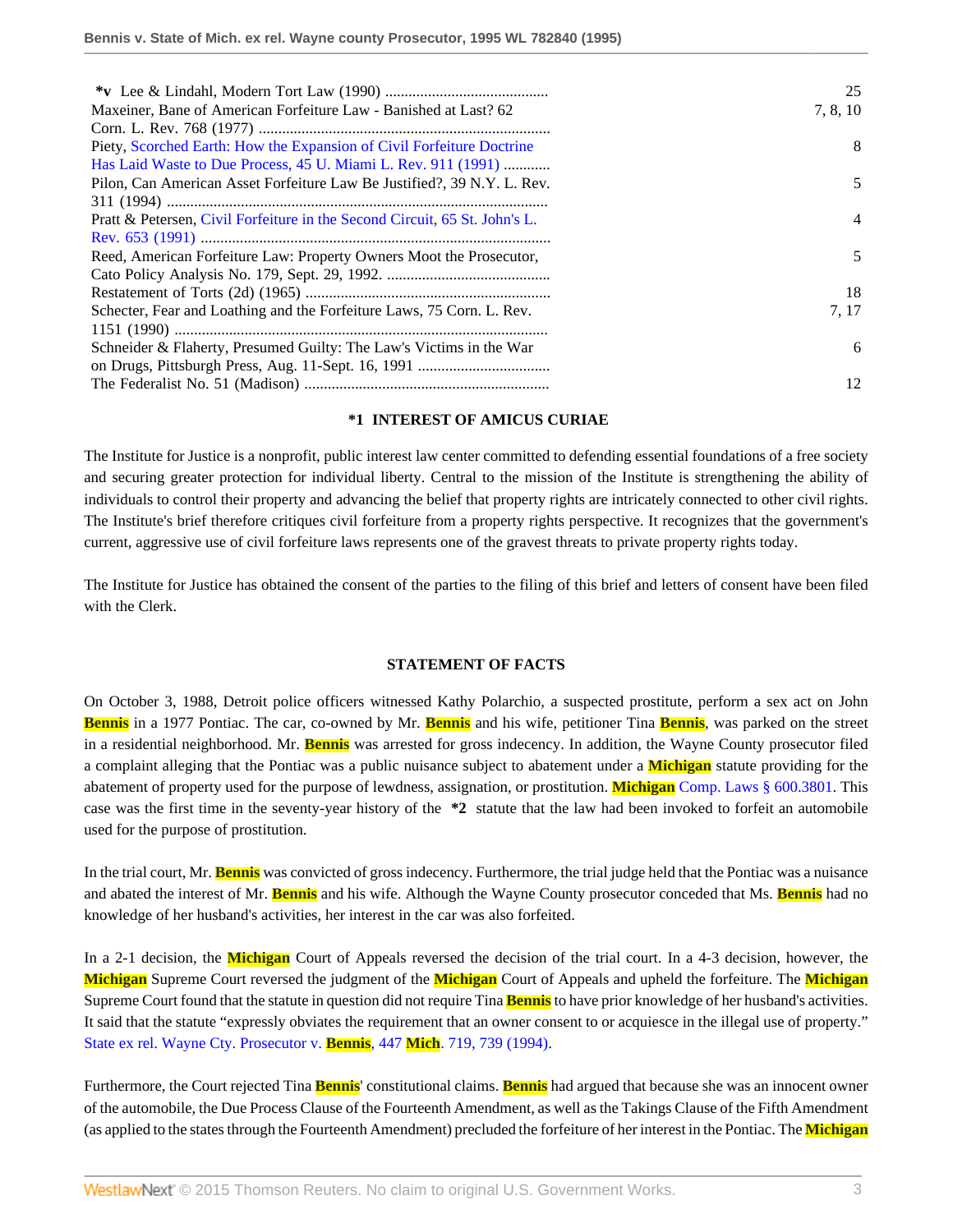| | |
|---|---|
| *v Lee & Lindahl, Modern Tort Law (1990) .......................................... | 25 |
| Maxeiner, Bane of American Forfeiture Law - Banished at Last? 62 Corn. L. Rev. 768 (1977) .......................................................................... | 7, 8, 10 |
| Piety, Scorched Earth: How the Expansion of Civil Forfeiture Doctrine Has Laid Waste to Due Process, 45 U. Miami L. Rev. 911 (1991) ............ | 8 |
| Pilon, Can American Asset Forfeiture Law Be Justified?, 39 N.Y. L. Rev. 311 (1994) ................................................................................. | 5 |
| Pratt & Petersen, Civil Forfeiture in the Second Circuit, 65 St. John's L. Rev. 653 (1991) ......................................................................... | 4 |
| Reed, American Forfeiture Law: Property Owners Moot the Prosecutor, Cato Policy Analysis No. 179, Sept. 29, 1992. .......................................... | 5 |
| Restatement of Torts (2d) (1965) ............................................................... | 18 |
| Schecter, Fear and Loathing and the Forfeiture Laws, 75 Corn. L. Rev. 1151 (1990) ................................................................................ | 7, 17 |
| Schneider & Flaherty, Presumed Guilty: The Law's Victims in the War on Drugs, Pittsburgh Press, Aug. 11-Sept. 16, 1991 .................................. | 6 |
| The Federalist No. 51 (Madison) .............................................................. | 12 |

**\*1 INTEREST OF AMICUS CURIAE**

The Institute for Justice is a nonprofit, public interest law center committed to defending essential foundations of a free society and securing greater protection for individual liberty. Central to the mission of the Institute is strengthening the ability of individuals to control their property and advancing the belief that property rights are intricately connected to other civil rights. The Institute's brief therefore critiques civil forfeiture from a property rights perspective. It recognizes that the government's current, aggressive use of civil forfeiture laws represents one of the gravest threats to private property rights today.

The Institute for Justice has obtained the consent of the parties to the filing of this brief and letters of consent have been filed with the Clerk.

**STATEMENT OF FACTS**

On October 3, 1988, Detroit police officers witnessed Kathy Polarchio, a suspected prostitute, perform a sex act on John Bennis in a 1977 Pontiac. The car, co-owned by Mr. Bennis and his wife, petitioner Tina Bennis, was parked on the street in a residential neighborhood. Mr. Bennis was arrested for gross indecency. In addition, the Wayne County prosecutor filed a complaint alleging that the Pontiac was a public nuisance subject to abatement under a Michigan statute providing for the abatement of property used for the purpose of lewdness, assignation, or prostitution. Michigan Comp. Laws § 600.3801. This case was the first time in the seventy-year history of the **\*2** statute that the law had been invoked to forfeit an automobile used for the purpose of prostitution.

In the trial court, Mr. Bennis was convicted of gross indecency. Furthermore, the trial judge held that the Pontiac was a nuisance and abated the interest of Mr. Bennis and his wife. Although the Wayne County prosecutor conceded that Ms. Bennis had no knowledge of her husband's activities, her interest in the car was also forfeited.

In a 2-1 decision, the Michigan Court of Appeals reversed the decision of the trial court. In a 4-3 decision, however, the Michigan Supreme Court reversed the judgment of the Michigan Court of Appeals and upheld the forfeiture. The Michigan Supreme Court found that the statute in question did not require Tina Bennis to have prior knowledge of her husband's activities. It said that the statute "expressly obviates the requirement that an owner consent to or acquiesce in the illegal use of property." State ex rel. Wayne Cty. Prosecutor v. Bennis, 447 Mich. 719, 739 (1994).

Furthermore, the Court rejected Tina Bennis' constitutional claims. Bennis had argued that because she was an innocent owner of the automobile, the Due Process Clause of the Fourteenth Amendment, as well as the Takings Clause of the Fifth Amendment (as applied to the states through the Fourteenth Amendment) precluded the forfeiture of her interest in the Pontiac. The Michigan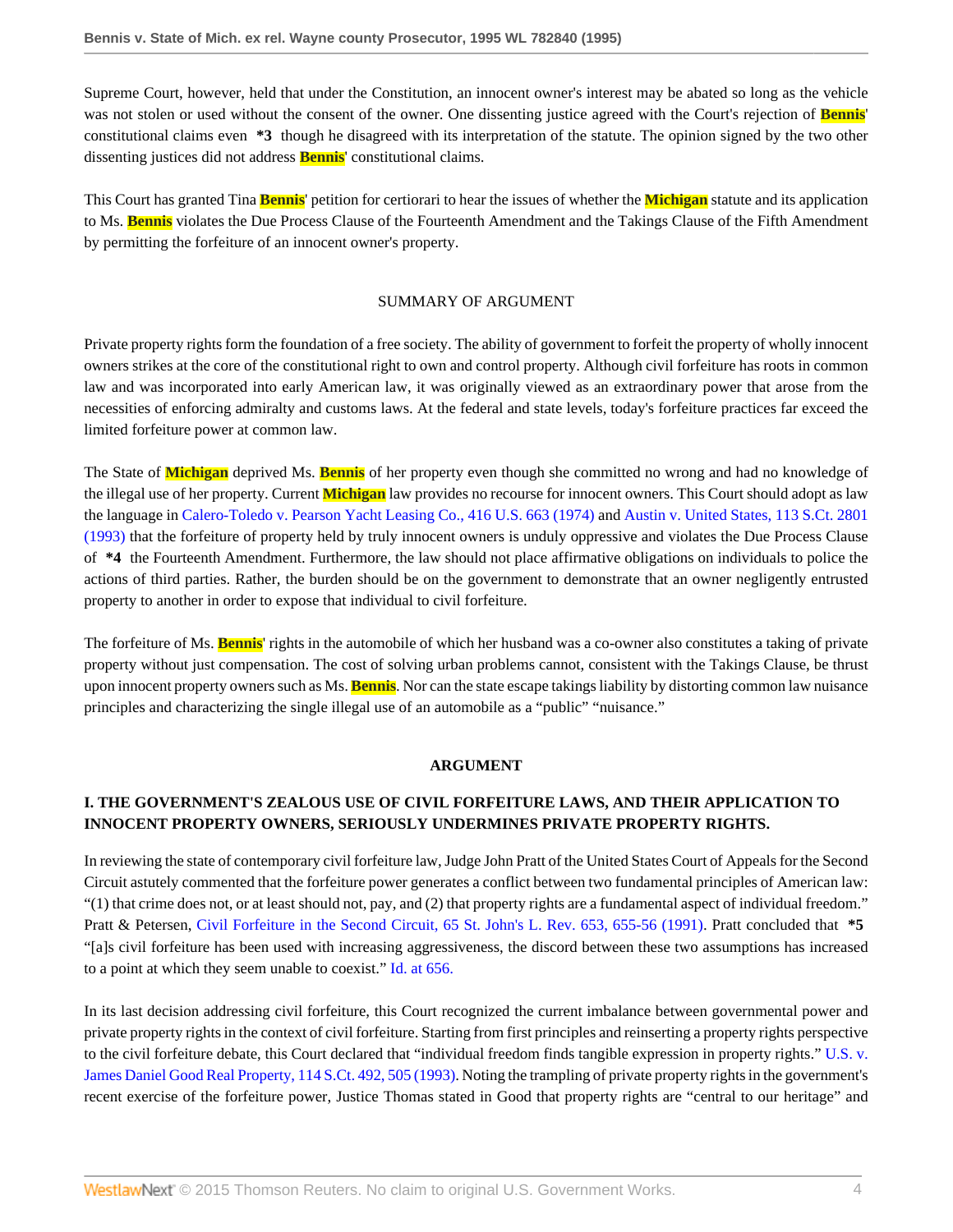Supreme Court, however, held that under the Constitution, an innocent owner's interest may be abated so long as the vehicle was not stolen or used without the consent of the owner. One dissenting justice agreed with the Court's rejection of Bennis' constitutional claims even **\*3** though he disagreed with its interpretation of the statute. The opinion signed by the two other dissenting justices did not address Bennis' constitutional claims.

This Court has granted Tina Bennis' petition for certiorari to hear the issues of whether the Michigan statute and its application to Ms. Bennis violates the Due Process Clause of the Fourteenth Amendment and the Takings Clause of the Fifth Amendment by permitting the forfeiture of an innocent owner's property.

SUMMARY OF ARGUMENT

Private property rights form the foundation of a free society. The ability of government to forfeit the property of wholly innocent owners strikes at the core of the constitutional right to own and control property. Although civil forfeiture has roots in common law and was incorporated into early American law, it was originally viewed as an extraordinary power that arose from the necessities of enforcing admiralty and customs laws. At the federal and state levels, today's forfeiture practices far exceed the limited forfeiture power at common law.

The State of Michigan deprived Ms. Bennis of her property even though she committed no wrong and had no knowledge of the illegal use of her property. Current Michigan law provides no recourse for innocent owners. This Court should adopt as law the language in Calero-Toledo v. Pearson Yacht Leasing Co., 416 U.S. 663 (1974) and Austin v. United States, 113 S.Ct. 2801 (1993) that the forfeiture of property held by truly innocent owners is unduly oppressive and violates the Due Process Clause of **\*4** the Fourteenth Amendment. Furthermore, the law should not place affirmative obligations on individuals to police the actions of third parties. Rather, the burden should be on the government to demonstrate that an owner negligently entrusted property to another in order to expose that individual to civil forfeiture.

The forfeiture of Ms. Bennis' rights in the automobile of which her husband was a co-owner also constitutes a taking of private property without just compensation. The cost of solving urban problems cannot, consistent with the Takings Clause, be thrust upon innocent property owners such as Ms. Bennis. Nor can the state escape takings liability by distorting common law nuisance principles and characterizing the single illegal use of an automobile as a "public" "nuisance."

**ARGUMENT**

**I. THE GOVERNMENT'S ZEALOUS USE OF CIVIL FORFEITURE LAWS, AND THEIR APPLICATION TO INNOCENT PROPERTY OWNERS, SERIOUSLY UNDERMINES PRIVATE PROPERTY RIGHTS.**

In reviewing the state of contemporary civil forfeiture law, Judge John Pratt of the United States Court of Appeals for the Second Circuit astutely commented that the forfeiture power generates a conflict between two fundamental principles of American law: "(1) that crime does not, or at least should not, pay, and (2) that property rights are a fundamental aspect of individual freedom." Pratt & Petersen, Civil Forfeiture in the Second Circuit, 65 St. John's L. Rev. 653, 655-56 (1991). Pratt concluded that **\*5** "[a]s civil forfeiture has been used with increasing aggressiveness, the discord between these two assumptions has increased to a point at which they seem unable to coexist." Id. at 656.

In its last decision addressing civil forfeiture, this Court recognized the current imbalance between governmental power and private property rights in the context of civil forfeiture. Starting from first principles and reinserting a property rights perspective to the civil forfeiture debate, this Court declared that "individual freedom finds tangible expression in property rights." U.S. v. James Daniel Good Real Property, 114 S.Ct. 492, 505 (1993). Noting the trampling of private property rights in the government's recent exercise of the forfeiture power, Justice Thomas stated in Good that property rights are "central to our heritage" and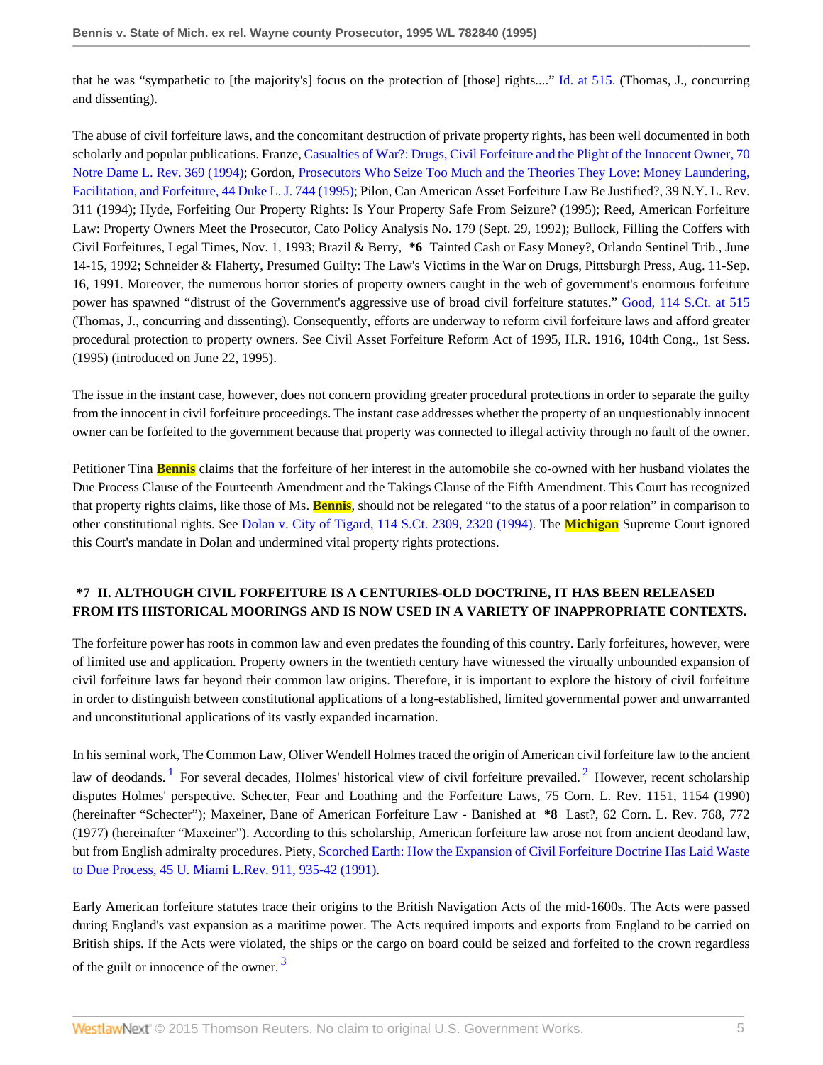that he was "sympathetic to [the majority's] focus on the protection of [those] rights...." Id. at 515. (Thomas, J., concurring and dissenting).

The abuse of civil forfeiture laws, and the concomitant destruction of private property rights, has been well documented in both scholarly and popular publications. Franze, Casualties of War?: Drugs, Civil Forfeiture and the Plight of the Innocent Owner, 70 Notre Dame L. Rev. 369 (1994); Gordon, Prosecutors Who Seize Too Much and the Theories They Love: Money Laundering, Facilitation, and Forfeiture, 44 Duke L. J. 744 (1995); Pilon, Can American Asset Forfeiture Law Be Justified?, 39 N.Y. L. Rev. 311 (1994); Hyde, Forfeiting Our Property Rights: Is Your Property Safe From Seizure? (1995); Reed, American Forfeiture Law: Property Owners Meet the Prosecutor, Cato Policy Analysis No. 179 (Sept. 29, 1992); Bullock, Filling the Coffers with Civil Forfeitures, Legal Times, Nov. 1, 1993; Brazil & Berry, **\*6** Tainted Cash or Easy Money?, Orlando Sentinel Trib., June 14-15, 1992; Schneider & Flaherty, Presumed Guilty: The Law's Victims in the War on Drugs, Pittsburgh Press, Aug. 11-Sep. 16, 1991. Moreover, the numerous horror stories of property owners caught in the web of government's enormous forfeiture power has spawned "distrust of the Government's aggressive use of broad civil forfeiture statutes." Good, 114 S.Ct. at 515 (Thomas, J., concurring and dissenting). Consequently, efforts are underway to reform civil forfeiture laws and afford greater procedural protection to property owners. See Civil Asset Forfeiture Reform Act of 1995, H.R. 1916, 104th Cong., 1st Sess. (1995) (introduced on June 22, 1995).

The issue in the instant case, however, does not concern providing greater procedural protections in order to separate the guilty from the innocent in civil forfeiture proceedings. The instant case addresses whether the property of an unquestionably innocent owner can be forfeited to the government because that property was connected to illegal activity through no fault of the owner.

Petitioner Tina **Bennis** claims that the forfeiture of her interest in the automobile she co-owned with her husband violates the Due Process Clause of the Fourteenth Amendment and the Takings Clause of the Fifth Amendment. This Court has recognized that property rights claims, like those of Ms. **Bennis**, should not be relegated "to the status of a poor relation" in comparison to other constitutional rights. See Dolan v. City of Tigard, 114 S.Ct. 2309, 2320 (1994). The **Michigan** Supreme Court ignored this Court's mandate in Dolan and undermined vital property rights protections.

## \*7 II. ALTHOUGH CIVIL FORFEITURE IS A CENTURIES-OLD DOCTRINE, IT HAS BEEN RELEASED FROM ITS HISTORICAL MOORINGS AND IS NOW USED IN A VARIETY OF INAPPROPRIATE CONTEXTS.

The forfeiture power has roots in common law and even predates the founding of this country. Early forfeitures, however, were of limited use and application. Property owners in the twentieth century have witnessed the virtually unbounded expansion of civil forfeiture laws far beyond their common law origins. Therefore, it is important to explore the history of civil forfeiture in order to distinguish between constitutional applications of a long-established, limited governmental power and unwarranted and unconstitutional applications of its vastly expanded incarnation.

In his seminal work, The Common Law, Oliver Wendell Holmes traced the origin of American civil forfeiture law to the ancient law of deodands.[1] For several decades, Holmes' historical view of civil forfeiture prevailed.[2] However, recent scholarship disputes Holmes' perspective. Schecter, Fear and Loathing and the Forfeiture Laws, 75 Corn. L. Rev. 1151, 1154 (1990) (hereinafter "Schecter"); Maxeiner, Bane of American Forfeiture Law - Banished at **\*8** Last?, 62 Corn. L. Rev. 768, 772 (1977) (hereinafter "Maxeiner"). According to this scholarship, American forfeiture law arose not from ancient deodand law, but from English admiralty procedures. Piety, Scorched Earth: How the Expansion of Civil Forfeiture Doctrine Has Laid Waste to Due Process, 45 U. Miami L.Rev. 911, 935-42 (1991).

Early American forfeiture statutes trace their origins to the British Navigation Acts of the mid-1600s. The Acts were passed during England's vast expansion as a maritime power. The Acts required imports and exports from England to be carried on British ships. If the Acts were violated, the ships or the cargo on board could be seized and forfeited to the crown regardless of the guilt or innocence of the owner.[3]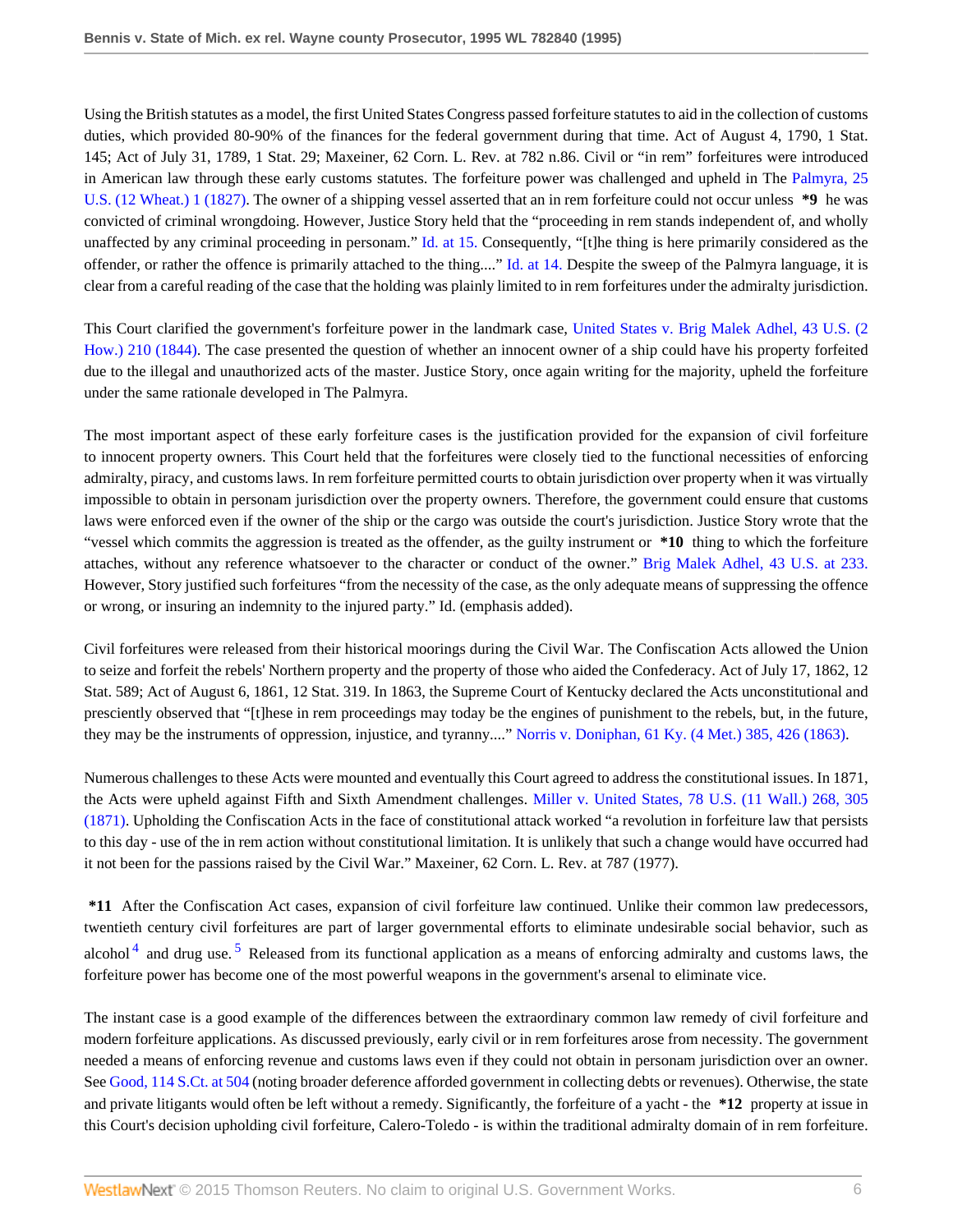Using the British statutes as a model, the first United States Congress passed forfeiture statutes to aid in the collection of customs duties, which provided 80-90% of the finances for the federal government during that time. Act of August 4, 1790, 1 Stat. 145; Act of July 31, 1789, 1 Stat. 29; Maxeiner, 62 Corn. L. Rev. at 782 n.86. Civil or "in rem" forfeitures were introduced in American law through these early customs statutes. The forfeiture power was challenged and upheld in The Palmyra, 25 U.S. (12 Wheat.) 1 (1827). The owner of a shipping vessel asserted that an in rem forfeiture could not occur unless **\*9** he was convicted of criminal wrongdoing. However, Justice Story held that the "proceeding in rem stands independent of, and wholly unaffected by any criminal proceeding in personam." Id. at 15. Consequently, "[t]he thing is here primarily considered as the offender, or rather the offence is primarily attached to the thing...." Id. at 14. Despite the sweep of the Palmyra language, it is clear from a careful reading of the case that the holding was plainly limited to in rem forfeitures under the admiralty jurisdiction.

This Court clarified the government's forfeiture power in the landmark case, United States v. Brig Malek Adhel, 43 U.S. (2 How.) 210 (1844). The case presented the question of whether an innocent owner of a ship could have his property forfeited due to the illegal and unauthorized acts of the master. Justice Story, once again writing for the majority, upheld the forfeiture under the same rationale developed in The Palmyra.

The most important aspect of these early forfeiture cases is the justification provided for the expansion of civil forfeiture to innocent property owners. This Court held that the forfeitures were closely tied to the functional necessities of enforcing admiralty, piracy, and customs laws. In rem forfeiture permitted courts to obtain jurisdiction over property when it was virtually impossible to obtain in personam jurisdiction over the property owners. Therefore, the government could ensure that customs laws were enforced even if the owner of the ship or the cargo was outside the court's jurisdiction. Justice Story wrote that the "vessel which commits the aggression is treated as the offender, as the guilty instrument or **\*10** thing to which the forfeiture attaches, without any reference whatsoever to the character or conduct of the owner." Brig Malek Adhel, 43 U.S. at 233. However, Story justified such forfeitures "from the necessity of the case, as the only adequate means of suppressing the offence or wrong, or insuring an indemnity to the injured party." Id. (emphasis added).

Civil forfeitures were released from their historical moorings during the Civil War. The Confiscation Acts allowed the Union to seize and forfeit the rebels' Northern property and the property of those who aided the Confederacy. Act of July 17, 1862, 12 Stat. 589; Act of August 6, 1861, 12 Stat. 319. In 1863, the Supreme Court of Kentucky declared the Acts unconstitutional and presciently observed that "[t]hese in rem proceedings may today be the engines of punishment to the rebels, but, in the future, they may be the instruments of oppression, injustice, and tyranny...." Norris v. Doniphan, 61 Ky. (4 Met.) 385, 426 (1863).

Numerous challenges to these Acts were mounted and eventually this Court agreed to address the constitutional issues. In 1871, the Acts were upheld against Fifth and Sixth Amendment challenges. Miller v. United States, 78 U.S. (11 Wall.) 268, 305 (1871). Upholding the Confiscation Acts in the face of constitutional attack worked "a revolution in forfeiture law that persists to this day - use of the in rem action without constitutional limitation. It is unlikely that such a change would have occurred had it not been for the passions raised by the Civil War." Maxeiner, 62 Corn. L. Rev. at 787 (1977).

**\*11** After the Confiscation Act cases, expansion of civil forfeiture law continued. Unlike their common law predecessors, twentieth century civil forfeitures are part of larger governmental efforts to eliminate undesirable social behavior, such as alcohol[4] and drug use.[5] Released from its functional application as a means of enforcing admiralty and customs laws, the forfeiture power has become one of the most powerful weapons in the government's arsenal to eliminate vice.

The instant case is a good example of the differences between the extraordinary common law remedy of civil forfeiture and modern forfeiture applications. As discussed previously, early civil or in rem forfeitures arose from necessity. The government needed a means of enforcing revenue and customs laws even if they could not obtain in personam jurisdiction over an owner. See Good, 114 S.Ct. at 504 (noting broader deference afforded government in collecting debts or revenues). Otherwise, the state and private litigants would often be left without a remedy. Significantly, the forfeiture of a yacht - the **\*12** property at issue in this Court's decision upholding civil forfeiture, Calero-Toledo - is within the traditional admiralty domain of in rem forfeiture.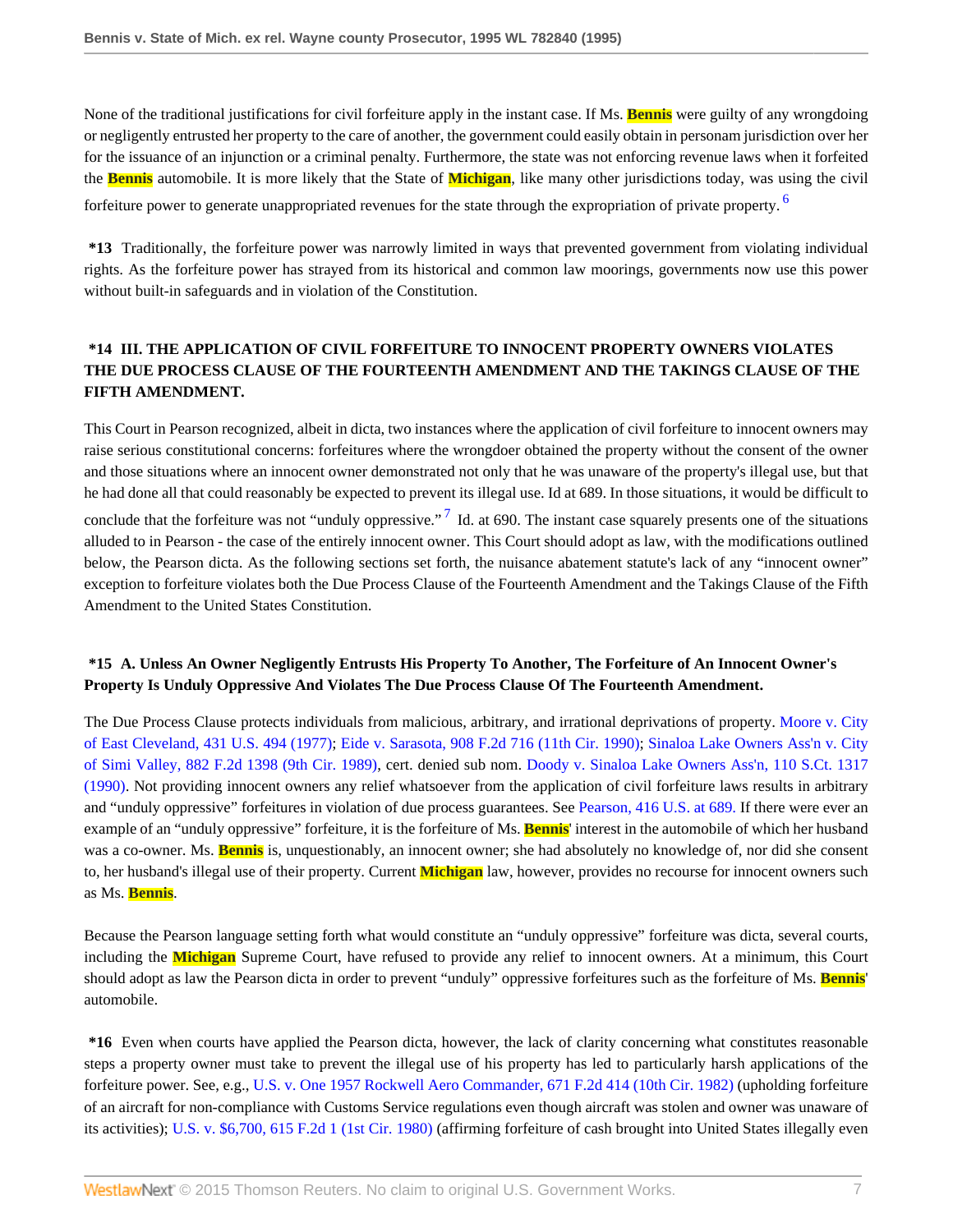None of the traditional justifications for civil forfeiture apply in the instant case. If Ms. Bennis were guilty of any wrongdoing or negligently entrusted her property to the care of another, the government could easily obtain in personam jurisdiction over her for the issuance of an injunction or a criminal penalty. Furthermore, the state was not enforcing revenue laws when it forfeited the Bennis automobile. It is more likely that the State of Michigan, like many other jurisdictions today, was using the civil forfeiture power to generate unappropriated revenues for the state through the expropriation of private property.[6]

**\*13** Traditionally, the forfeiture power was narrowly limited in ways that prevented government from violating individual rights. As the forfeiture power has strayed from its historical and common law moorings, governments now use this power without built-in safeguards and in violation of the Constitution.

**\*14 III. THE APPLICATION OF CIVIL FORFEITURE TO INNOCENT PROPERTY OWNERS VIOLATES THE DUE PROCESS CLAUSE OF THE FOURTEENTH AMENDMENT AND THE TAKINGS CLAUSE OF THE FIFTH AMENDMENT.**

This Court in Pearson recognized, albeit in dicta, two instances where the application of civil forfeiture to innocent owners may raise serious constitutional concerns: forfeitures where the wrongdoer obtained the property without the consent of the owner and those situations where an innocent owner demonstrated not only that he was unaware of the property's illegal use, but that he had done all that could reasonably be expected to prevent its illegal use. Id at 689. In those situations, it would be difficult to conclude that the forfeiture was not "unduly oppressive."[7] Id. at 690. The instant case squarely presents one of the situations alluded to in Pearson - the case of the entirely innocent owner. This Court should adopt as law, with the modifications outlined below, the Pearson dicta. As the following sections set forth, the nuisance abatement statute's lack of any "innocent owner" exception to forfeiture violates both the Due Process Clause of the Fourteenth Amendment and the Takings Clause of the Fifth Amendment to the United States Constitution.

**\*15 A. Unless An Owner Negligently Entrusts His Property To Another, The Forfeiture of An Innocent Owner's Property Is Unduly Oppressive And Violates The Due Process Clause Of The Fourteenth Amendment.**

The Due Process Clause protects individuals from malicious, arbitrary, and irrational deprivations of property. Moore v. City of East Cleveland, 431 U.S. 494 (1977); Eide v. Sarasota, 908 F.2d 716 (11th Cir. 1990); Sinaloa Lake Owners Ass'n v. City of Simi Valley, 882 F.2d 1398 (9th Cir. 1989), cert. denied sub nom. Doody v. Sinaloa Lake Owners Ass'n, 110 S.Ct. 1317 (1990). Not providing innocent owners any relief whatsoever from the application of civil forfeiture laws results in arbitrary and "unduly oppressive" forfeitures in violation of due process guarantees. See Pearson, 416 U.S. at 689. If there were ever an example of an "unduly oppressive" forfeiture, it is the forfeiture of Ms. Bennis' interest in the automobile of which her husband was a co-owner. Ms. Bennis is, unquestionably, an innocent owner; she had absolutely no knowledge of, nor did she consent to, her husband's illegal use of their property. Current Michigan law, however, provides no recourse for innocent owners such as Ms. Bennis.

Because the Pearson language setting forth what would constitute an "unduly oppressive" forfeiture was dicta, several courts, including the Michigan Supreme Court, have refused to provide any relief to innocent owners. At a minimum, this Court should adopt as law the Pearson dicta in order to prevent "unduly" oppressive forfeitures such as the forfeiture of Ms. Bennis' automobile.

**\*16** Even when courts have applied the Pearson dicta, however, the lack of clarity concerning what constitutes reasonable steps a property owner must take to prevent the illegal use of his property has led to particularly harsh applications of the forfeiture power. See, e.g., U.S. v. One 1957 Rockwell Aero Commander, 671 F.2d 414 (10th Cir. 1982) (upholding forfeiture of an aircraft for non-compliance with Customs Service regulations even though aircraft was stolen and owner was unaware of its activities); U.S. v. $6,700, 615 F.2d 1 (1st Cir. 1980) (affirming forfeiture of cash brought into United States illegally even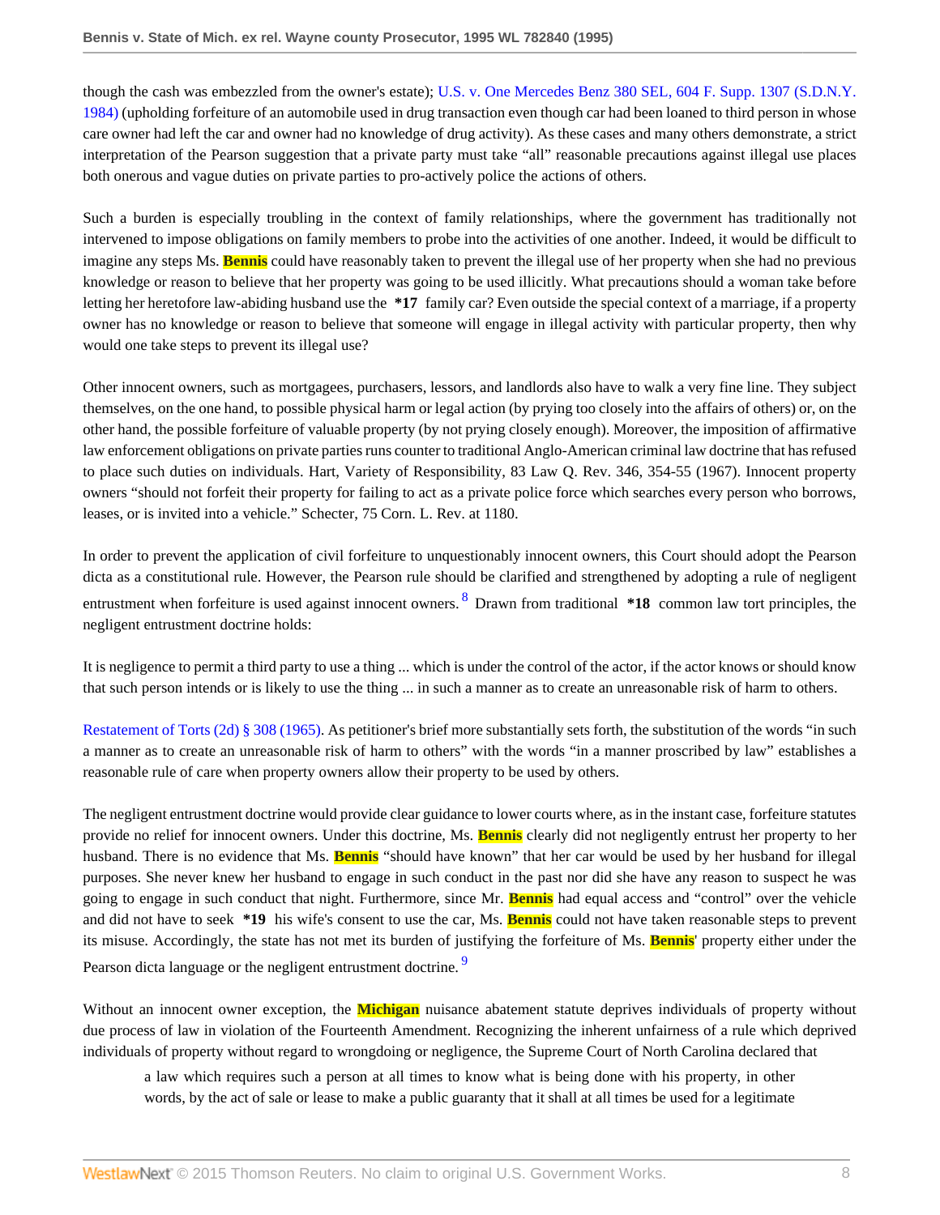though the cash was embezzled from the owner's estate); U.S. v. One Mercedes Benz 380 SEL, 604 F. Supp. 1307 (S.D.N.Y. 1984) (upholding forfeiture of an automobile used in drug transaction even though car had been loaned to third person in whose care owner had left the car and owner had no knowledge of drug activity). As these cases and many others demonstrate, a strict interpretation of the Pearson suggestion that a private party must take "all" reasonable precautions against illegal use places both onerous and vague duties on private parties to pro-actively police the actions of others.

Such a burden is especially troubling in the context of family relationships, where the government has traditionally not intervened to impose obligations on family members to probe into the activities of one another. Indeed, it would be difficult to imagine any steps Ms. Bennis could have reasonably taken to prevent the illegal use of her property when she had no previous knowledge or reason to believe that her property was going to be used illicitly. What precautions should a woman take before letting her heretofore law-abiding husband use the **\*17** family car? Even outside the special context of a marriage, if a property owner has no knowledge or reason to believe that someone will engage in illegal activity with particular property, then why would one take steps to prevent its illegal use?

Other innocent owners, such as mortgagees, purchasers, lessors, and landlords also have to walk a very fine line. They subject themselves, on the one hand, to possible physical harm or legal action (by prying too closely into the affairs of others) or, on the other hand, the possible forfeiture of valuable property (by not prying closely enough). Moreover, the imposition of affirmative law enforcement obligations on private parties runs counter to traditional Anglo-American criminal law doctrine that has refused to place such duties on individuals. Hart, Variety of Responsibility, 83 Law Q. Rev. 346, 354-55 (1967). Innocent property owners "should not forfeit their property for failing to act as a private police force which searches every person who borrows, leases, or is invited into a vehicle." Schecter, 75 Corn. L. Rev. at 1180.

In order to prevent the application of civil forfeiture to unquestionably innocent owners, this Court should adopt the Pearson dicta as a constitutional rule. However, the Pearson rule should be clarified and strengthened by adopting a rule of negligent entrustment when forfeiture is used against innocent owners.[8] Drawn from traditional **\*18** common law tort principles, the negligent entrustment doctrine holds:

It is negligence to permit a third party to use a thing ... which is under the control of the actor, if the actor knows or should know that such person intends or is likely to use the thing ... in such a manner as to create an unreasonable risk of harm to others.

Restatement of Torts (2d) § 308 (1965). As petitioner's brief more substantially sets forth, the substitution of the words "in such a manner as to create an unreasonable risk of harm to others" with the words "in a manner proscribed by law" establishes a reasonable rule of care when property owners allow their property to be used by others.

The negligent entrustment doctrine would provide clear guidance to lower courts where, as in the instant case, forfeiture statutes provide no relief for innocent owners. Under this doctrine, Ms. Bennis clearly did not negligently entrust her property to her husband. There is no evidence that Ms. Bennis "should have known" that her car would be used by her husband for illegal purposes. She never knew her husband to engage in such conduct in the past nor did she have any reason to suspect he was going to engage in such conduct that night. Furthermore, since Mr. Bennis had equal access and "control" over the vehicle and did not have to seek **\*19** his wife's consent to use the car, Ms. Bennis could not have taken reasonable steps to prevent its misuse. Accordingly, the state has not met its burden of justifying the forfeiture of Ms. Bennis' property either under the Pearson dicta language or the negligent entrustment doctrine.[9]

Without an innocent owner exception, the Michigan nuisance abatement statute deprives individuals of property without due process of law in violation of the Fourteenth Amendment. Recognizing the inherent unfairness of a rule which deprived individuals of property without regard to wrongdoing or negligence, the Supreme Court of North Carolina declared that

> a law which requires such a person at all times to know what is being done with his property, in other words, by the act of sale or lease to make a public guaranty that it shall at all times be used for a legitimate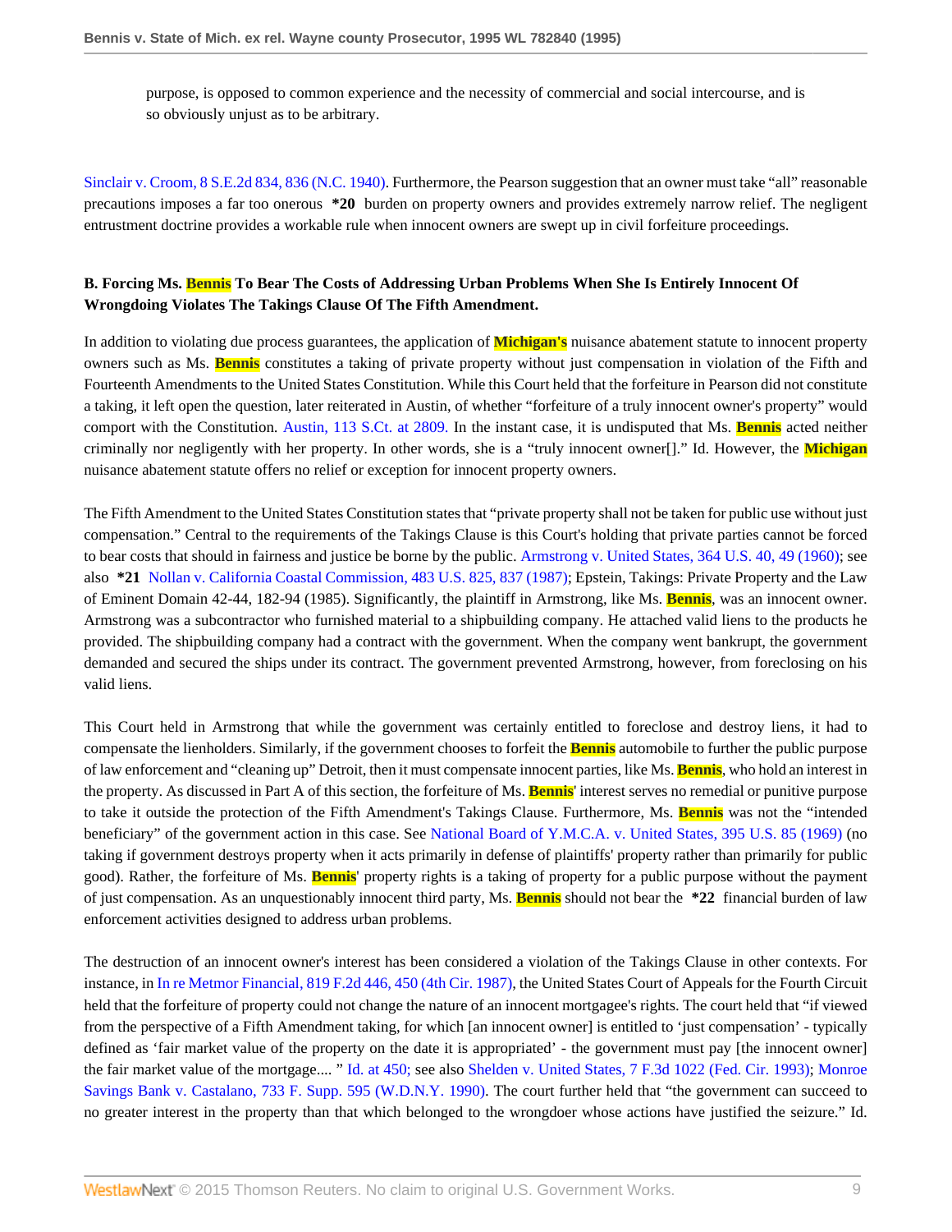purpose, is opposed to common experience and the necessity of commercial and social intercourse, and is so obviously unjust as to be arbitrary.

Sinclair v. Croom, 8 S.E.2d 834, 836 (N.C. 1940). Furthermore, the Pearson suggestion that an owner must take "all" reasonable precautions imposes a far too onerous **\*20** burden on property owners and provides extremely narrow relief. The negligent entrustment doctrine provides a workable rule when innocent owners are swept up in civil forfeiture proceedings.

**B. Forcing Ms. Bennis To Bear The Costs of Addressing Urban Problems When She Is Entirely Innocent Of Wrongdoing Violates The Takings Clause Of The Fifth Amendment.**

In addition to violating due process guarantees, the application of Michigan's nuisance abatement statute to innocent property owners such as Ms. Bennis constitutes a taking of private property without just compensation in violation of the Fifth and Fourteenth Amendments to the United States Constitution. While this Court held that the forfeiture in Pearson did not constitute a taking, it left open the question, later reiterated in Austin, of whether "forfeiture of a truly innocent owner's property" would comport with the Constitution. Austin, 113 S.Ct. at 2809. In the instant case, it is undisputed that Ms. Bennis acted neither criminally nor negligently with her property. In other words, she is a "truly innocent owner[]." Id. However, the Michigan nuisance abatement statute offers no relief or exception for innocent property owners.

The Fifth Amendment to the United States Constitution states that "private property shall not be taken for public use without just compensation." Central to the requirements of the Takings Clause is this Court's holding that private parties cannot be forced to bear costs that should in fairness and justice be borne by the public. Armstrong v. United States, 364 U.S. 40, 49 (1960); see also **\*21** Nollan v. California Coastal Commission, 483 U.S. 825, 837 (1987); Epstein, Takings: Private Property and the Law of Eminent Domain 42-44, 182-94 (1985). Significantly, the plaintiff in Armstrong, like Ms. Bennis, was an innocent owner. Armstrong was a subcontractor who furnished material to a shipbuilding company. He attached valid liens to the products he provided. The shipbuilding company had a contract with the government. When the company went bankrupt, the government demanded and secured the ships under its contract. The government prevented Armstrong, however, from foreclosing on his valid liens.

This Court held in Armstrong that while the government was certainly entitled to foreclose and destroy liens, it had to compensate the lienholders. Similarly, if the government chooses to forfeit the Bennis automobile to further the public purpose of law enforcement and "cleaning up" Detroit, then it must compensate innocent parties, like Ms. Bennis, who hold an interest in the property. As discussed in Part A of this section, the forfeiture of Ms. Bennis' interest serves no remedial or punitive purpose to take it outside the protection of the Fifth Amendment's Takings Clause. Furthermore, Ms. Bennis was not the "intended beneficiary" of the government action in this case. See National Board of Y.M.C.A. v. United States, 395 U.S. 85 (1969) (no taking if government destroys property when it acts primarily in defense of plaintiffs' property rather than primarily for public good). Rather, the forfeiture of Ms. Bennis' property rights is a taking of property for a public purpose without the payment of just compensation. As an unquestionably innocent third party, Ms. Bennis should not bear the **\*22** financial burden of law enforcement activities designed to address urban problems.

The destruction of an innocent owner's interest has been considered a violation of the Takings Clause in other contexts. For instance, in In re Metmor Financial, 819 F.2d 446, 450 (4th Cir. 1987), the United States Court of Appeals for the Fourth Circuit held that the forfeiture of property could not change the nature of an innocent mortgagee's rights. The court held that "if viewed from the perspective of a Fifth Amendment taking, for which [an innocent owner] is entitled to 'just compensation' - typically defined as 'fair market value of the property on the date it is appropriated' - the government must pay [the innocent owner] the fair market value of the mortgage.... " Id. at 450; see also Shelden v. United States, 7 F.3d 1022 (Fed. Cir. 1993); Monroe Savings Bank v. Castalano, 733 F. Supp. 595 (W.D.N.Y. 1990). The court further held that "the government can succeed to no greater interest in the property than that which belonged to the wrongdoer whose actions have justified the seizure." Id.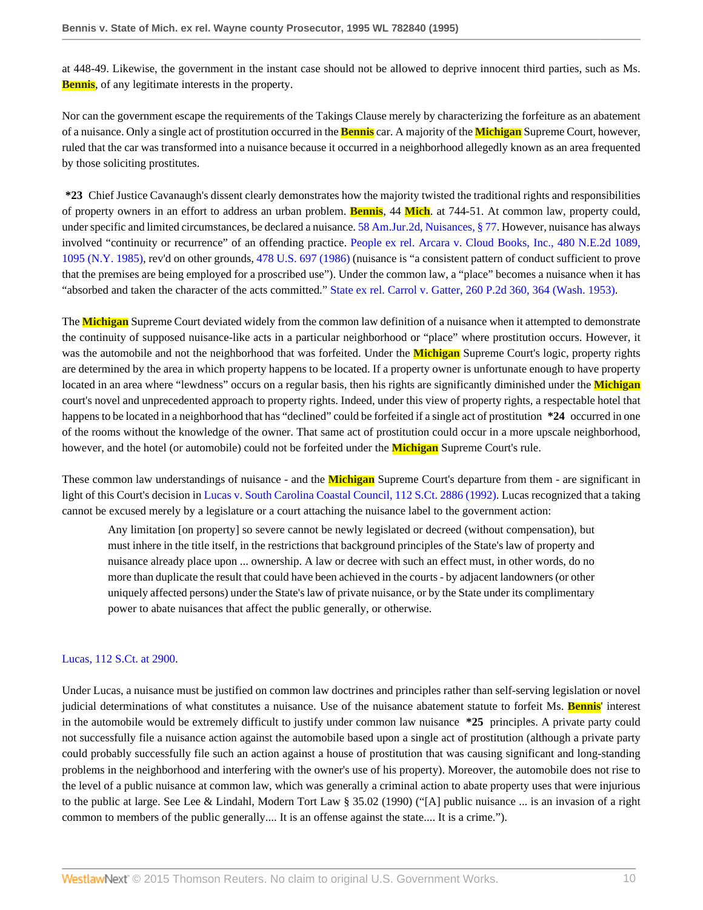at 448-49. Likewise, the government in the instant case should not be allowed to deprive innocent third parties, such as Ms. Bennis, of any legitimate interests in the property.

Nor can the government escape the requirements of the Takings Clause merely by characterizing the forfeiture as an abatement of a nuisance. Only a single act of prostitution occurred in the Bennis car. A majority of the Michigan Supreme Court, however, ruled that the car was transformed into a nuisance because it occurred in a neighborhood allegedly known as an area frequented by those soliciting prostitutes.

**\*23** Chief Justice Cavanaugh's dissent clearly demonstrates how the majority twisted the traditional rights and responsibilities of property owners in an effort to address an urban problem. Bennis, 44 Mich. at 744-51. At common law, property could, under specific and limited circumstances, be declared a nuisance. 58 Am.Jur.2d, Nuisances, § 77. However, nuisance has always involved "continuity or recurrence" of an offending practice. People ex rel. Arcara v. Cloud Books, Inc., 480 N.E.2d 1089, 1095 (N.Y. 1985), rev'd on other grounds, 478 U.S. 697 (1986) (nuisance is "a consistent pattern of conduct sufficient to prove that the premises are being employed for a proscribed use"). Under the common law, a "place" becomes a nuisance when it has "absorbed and taken the character of the acts committed." State ex rel. Carrol v. Gatter, 260 P.2d 360, 364 (Wash. 1953).

The Michigan Supreme Court deviated widely from the common law definition of a nuisance when it attempted to demonstrate the continuity of supposed nuisance-like acts in a particular neighborhood or "place" where prostitution occurs. However, it was the automobile and not the neighborhood that was forfeited. Under the Michigan Supreme Court's logic, property rights are determined by the area in which property happens to be located. If a property owner is unfortunate enough to have property located in an area where "lewdness" occurs on a regular basis, then his rights are significantly diminished under the Michigan court's novel and unprecedented approach to property rights. Indeed, under this view of property rights, a respectable hotel that happens to be located in a neighborhood that has "declined" could be forfeited if a single act of prostitution **\*24** occurred in one of the rooms without the knowledge of the owner. That same act of prostitution could occur in a more upscale neighborhood, however, and the hotel (or automobile) could not be forfeited under the Michigan Supreme Court's rule.

These common law understandings of nuisance - and the Michigan Supreme Court's departure from them - are significant in light of this Court's decision in Lucas v. South Carolina Coastal Council, 112 S.Ct. 2886 (1992). Lucas recognized that a taking cannot be excused merely by a legislature or a court attaching the nuisance label to the government action:

> Any limitation [on property] so severe cannot be newly legislated or decreed (without compensation), but must inhere in the title itself, in the restrictions that background principles of the State's law of property and nuisance already place upon ... ownership. A law or decree with such an effect must, in other words, do no more than duplicate the result that could have been achieved in the courts - by adjacent landowners (or other uniquely affected persons) under the State's law of private nuisance, or by the State under its complimentary power to abate nuisances that affect the public generally, or otherwise.

Lucas, 112 S.Ct. at 2900.

Under Lucas, a nuisance must be justified on common law doctrines and principles rather than self-serving legislation or novel judicial determinations of what constitutes a nuisance. Use of the nuisance abatement statute to forfeit Ms. Bennis' interest in the automobile would be extremely difficult to justify under common law nuisance **\*25** principles. A private party could not successfully file a nuisance action against the automobile based upon a single act of prostitution (although a private party could probably successfully file such an action against a house of prostitution that was causing significant and long-standing problems in the neighborhood and interfering with the owner's use of his property). Moreover, the automobile does not rise to the level of a public nuisance at common law, which was generally a criminal action to abate property uses that were injurious to the public at large. See Lee & Lindahl, Modern Tort Law § 35.02 (1990) ("[A] public nuisance ... is an invasion of a right common to members of the public generally.... It is an offense against the state.... It is a crime.").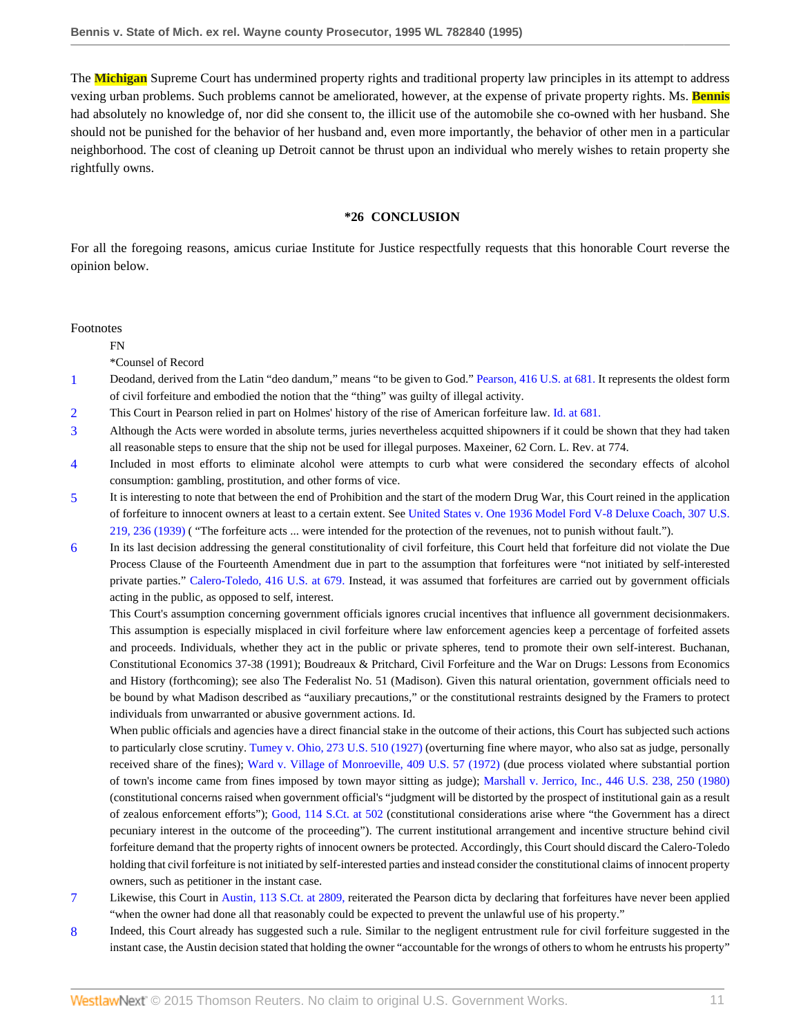The Michigan Supreme Court has undermined property rights and traditional property law principles in its attempt to address vexing urban problems. Such problems cannot be ameliorated, however, at the expense of private property rights. Ms. Bennis had absolutely no knowledge of, nor did she consent to, the illicit use of the automobile she co-owned with her husband. She should not be punished for the behavior of her husband and, even more importantly, the behavior of other men in a particular neighborhood. The cost of cleaning up Detroit cannot be thrust upon an individual who merely wishes to retain property she rightfully owns.

## *26 CONCLUSION

For all the foregoing reasons, amicus curiae Institute for Justice respectfully requests that this honorable Court reverse the opinion below.

Footnotes

FN

*Counsel of Record

1. Deodand, derived from the Latin "deo dandum," means "to be given to God." Pearson, 416 U.S. at 681. It represents the oldest form of civil forfeiture and embodied the notion that the "thing" was guilty of illegal activity.

2. This Court in Pearson relied in part on Holmes' history of the rise of American forfeiture law. Id. at 681.

3. Although the Acts were worded in absolute terms, juries nevertheless acquitted shipowners if it could be shown that they had taken all reasonable steps to ensure that the ship not be used for illegal purposes. Maxeiner, 62 Corn. L. Rev. at 774.

4. Included in most efforts to eliminate alcohol were attempts to curb what were considered the secondary effects of alcohol consumption: gambling, prostitution, and other forms of vice.

5. It is interesting to note that between the end of Prohibition and the start of the modern Drug War, this Court reined in the application of forfeiture to innocent owners at least to a certain extent. See United States v. One 1936 Model Ford V-8 Deluxe Coach, 307 U.S. 219, 236 (1939) ( "The forfeiture acts ... were intended for the protection of the revenues, not to punish without fault.").

6. In its last decision addressing the general constitutionality of civil forfeiture, this Court held that forfeiture did not violate the Due Process Clause of the Fourteenth Amendment due in part to the assumption that forfeitures were "not initiated by self-interested private parties." Calero-Toledo, 416 U.S. at 679. Instead, it was assumed that forfeitures are carried out by government officials acting in the public, as opposed to self, interest.

   This Court's assumption concerning government officials ignores crucial incentives that influence all government decisionmakers. This assumption is especially misplaced in civil forfeiture where law enforcement agencies keep a percentage of forfeited assets and proceeds. Individuals, whether they act in the public or private spheres, tend to promote their own self-interest. Buchanan, Constitutional Economics 37-38 (1991); Boudreaux & Pritchard, Civil Forfeiture and the War on Drugs: Lessons from Economics and History (forthcoming); see also The Federalist No. 51 (Madison). Given this natural orientation, government officials need to be bound by what Madison described as "auxiliary precautions," or the constitutional restraints designed by the Framers to protect individuals from unwarranted or abusive government actions. Id.

   When public officials and agencies have a direct financial stake in the outcome of their actions, this Court has subjected such actions to particularly close scrutiny. Tumey v. Ohio, 273 U.S. 510 (1927) (overturning fine where mayor, who also sat as judge, personally received share of the fines); Ward v. Village of Monroeville, 409 U.S. 57 (1972) (due process violated where substantial portion of town's income came from fines imposed by town mayor sitting as judge); Marshall v. Jerrico, Inc., 446 U.S. 238, 250 (1980) (constitutional concerns raised when government official's "judgment will be distorted by the prospect of institutional gain as a result of zealous enforcement efforts"); Good, 114 S.Ct. at 502 (constitutional considerations arise where "the Government has a direct pecuniary interest in the outcome of the proceeding"). The current institutional arrangement and incentive structure behind civil forfeiture demand that the property rights of innocent owners be protected. Accordingly, this Court should discard the Calero-Toledo holding that civil forfeiture is not initiated by self-interested parties and instead consider the constitutional claims of innocent property owners, such as petitioner in the instant case.

7. Likewise, this Court in Austin, 113 S.Ct. at 2809, reiterated the Pearson dicta by declaring that forfeitures have never been applied "when the owner had done all that reasonably could be expected to prevent the unlawful use of his property."

8. Indeed, this Court already has suggested such a rule. Similar to the negligent entrustment rule for civil forfeiture suggested in the instant case, the Austin decision stated that holding the owner "accountable for the wrongs of others to whom he entrusts his property"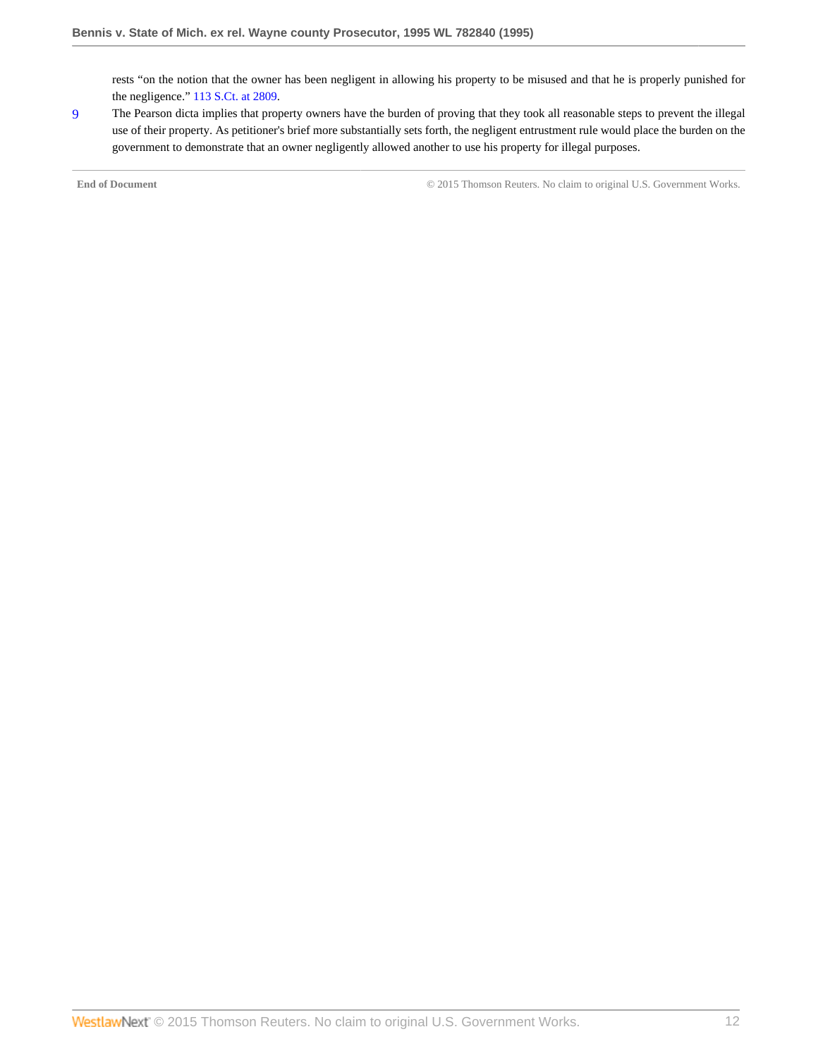rests "on the notion that the owner has been negligent in allowing his property to be misused and that he is properly punished for the negligence." 113 S.Ct. at 2809.

9 The Pearson dicta implies that property owners have the burden of proving that they took all reasonable steps to prevent the illegal use of their property. As petitioner's brief more substantially sets forth, the negligent entrustment rule would place the burden on the government to demonstrate that an owner negligently allowed another to use his property for illegal purposes.

End of Document © 2015 Thomson Reuters. No claim to original U.S. Government Works.